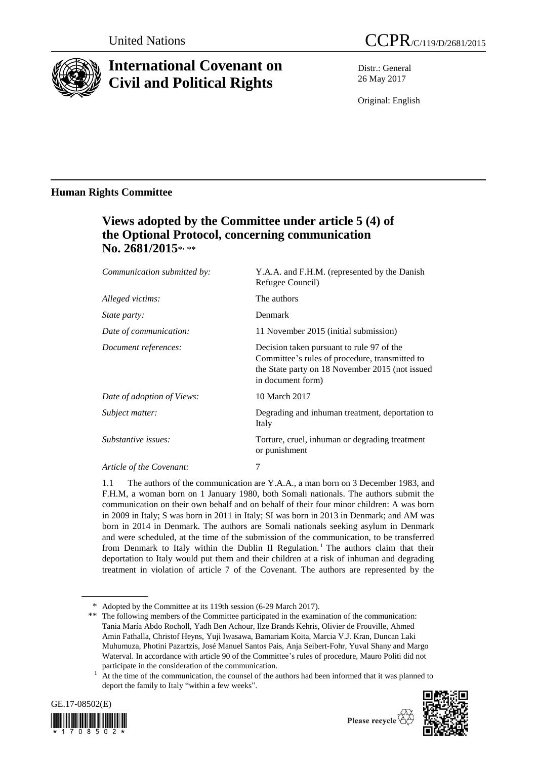United Nations

CCPR/C/119/D/2681/2015

# International Covenant on Civil and Political Rights

Distr.: General
26 May 2017

Original: English

## Human Rights Committee

### Views adopted by the Committee under article 5 (4) of the Optional Protocol, concerning communication No. 2681/2015*, **

| | |
|---|---|
| *Communication submitted by:* | Y.A.A. and F.H.M. (represented by the Danish Refugee Council) |
| *Alleged victims:* | The authors |
| *State party:* | Denmark |
| *Date of communication:* | 11 November 2015 (initial submission) |
| *Document references:* | Decision taken pursuant to rule 97 of the Committee's rules of procedure, transmitted to the State party on 18 November 2015 (not issued in document form) |
| *Date of adoption of Views:* | 10 March 2017 |
| *Subject matter:* | Degrading and inhuman treatment, deportation to Italy |
| *Substantive issues:* | Torture, cruel, inhuman or degrading treatment or punishment |
| *Article of the Covenant:* | 7 |

1.1 The authors of the communication are Y.A.A., a man born on 3 December 1983, and F.H.M, a woman born on 1 January 1980, both Somali nationals. The authors submit the communication on their own behalf and on behalf of their four minor children: A was born in 2009 in Italy; S was born in 2011 in Italy; SI was born in 2013 in Denmark; and AM was born in 2014 in Denmark. The authors are Somali nationals seeking asylum in Denmark and were scheduled, at the time of the submission of the communication, to be transferred from Denmark to Italy within the Dublin II Regulation.[1] The authors claim that their deportation to Italy would put them and their children at a risk of inhuman and degrading treatment in violation of article 7 of the Covenant. The authors are represented by the

\* Adopted by the Committee at its 119th session (6-29 March 2017).

\*\* The following members of the Committee participated in the examination of the communication: Tania María Abdo Rocholl, Yadh Ben Achour, Ilze Brands Kehris, Olivier de Frouville, Ahmed Amin Fathalla, Christof Heyns, Yuji Iwasawa, Bamariam Koita, Marcia V.J. Kran, Duncan Laki Muhumuza, Photini Pazartzis, José Manuel Santos Pais, Anja Seibert-Fohr, Yuval Shany and Margo Waterval. In accordance with article 90 of the Committee's rules of procedure, Mauro Politi did not participate in the consideration of the communication.

[1] At the time of the communication, the counsel of the authors had been informed that it was planned to deport the family to Italy "within a few weeks".

GE.17-08502(E)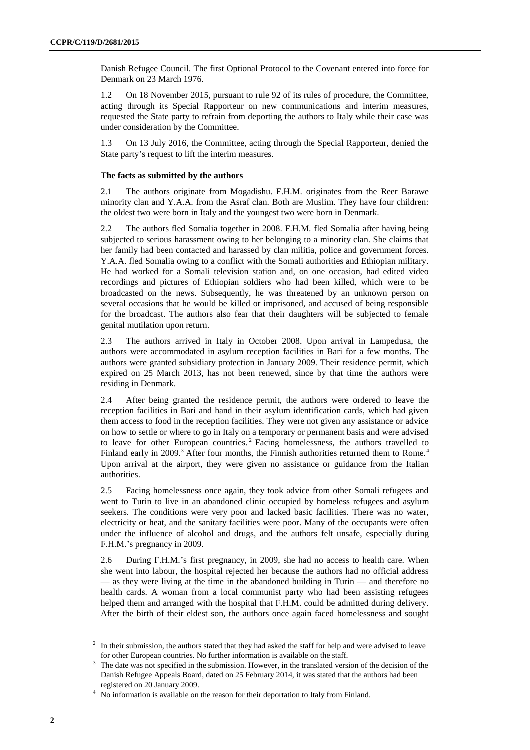Danish Refugee Council. The first Optional Protocol to the Covenant entered into force for Denmark on 23 March 1976.

1.2 On 18 November 2015, pursuant to rule 92 of its rules of procedure, the Committee, acting through its Special Rapporteur on new communications and interim measures, requested the State party to refrain from deporting the authors to Italy while their case was under consideration by the Committee.

1.3 On 13 July 2016, the Committee, acting through the Special Rapporteur, denied the State party's request to lift the interim measures.

### The facts as submitted by the authors

2.1 The authors originate from Mogadishu. F.H.M. originates from the Reer Barawe minority clan and Y.A.A. from the Asraf clan. Both are Muslim. They have four children: the oldest two were born in Italy and the youngest two were born in Denmark.

2.2 The authors fled Somalia together in 2008. F.H.M. fled Somalia after having being subjected to serious harassment owing to her belonging to a minority clan. She claims that her family had been contacted and harassed by clan militia, police and government forces. Y.A.A. fled Somalia owing to a conflict with the Somali authorities and Ethiopian military. He had worked for a Somali television station and, on one occasion, had edited video recordings and pictures of Ethiopian soldiers who had been killed, which were to be broadcasted on the news. Subsequently, he was threatened by an unknown person on several occasions that he would be killed or imprisoned, and accused of being responsible for the broadcast. The authors also fear that their daughters will be subjected to female genital mutilation upon return.

2.3 The authors arrived in Italy in October 2008. Upon arrival in Lampedusa, the authors were accommodated in asylum reception facilities in Bari for a few months. The authors were granted subsidiary protection in January 2009. Their residence permit, which expired on 25 March 2013, has not been renewed, since by that time the authors were residing in Denmark.

2.4 After being granted the residence permit, the authors were ordered to leave the reception facilities in Bari and hand in their asylum identification cards, which had given them access to food in the reception facilities. They were not given any assistance or advice on how to settle or where to go in Italy on a temporary or permanent basis and were advised to leave for other European countries.[2] Facing homelessness, the authors travelled to Finland early in 2009.[3] After four months, the Finnish authorities returned them to Rome.[4] Upon arrival at the airport, they were given no assistance or guidance from the Italian authorities.

2.5 Facing homelessness once again, they took advice from other Somali refugees and went to Turin to live in an abandoned clinic occupied by homeless refugees and asylum seekers. The conditions were very poor and lacked basic facilities. There was no water, electricity or heat, and the sanitary facilities were poor. Many of the occupants were often under the influence of alcohol and drugs, and the authors felt unsafe, especially during F.H.M.'s pregnancy in 2009.

2.6 During F.H.M.'s first pregnancy, in 2009, she had no access to health care. When she went into labour, the hospital rejected her because the authors had no official address — as they were living at the time in the abandoned building in Turin — and therefore no health cards. A woman from a local communist party who had been assisting refugees helped them and arranged with the hospital that F.H.M. could be admitted during delivery. After the birth of their eldest son, the authors once again faced homelessness and sought

---

[2] In their submission, the authors stated that they had asked the staff for help and were advised to leave for other European countries. No further information is available on the staff.

[3] The date was not specified in the submission. However, in the translated version of the decision of the Danish Refugee Appeals Board, dated on 25 February 2014, it was stated that the authors had been registered on 20 January 2009.

[4] No information is available on the reason for their deportation to Italy from Finland.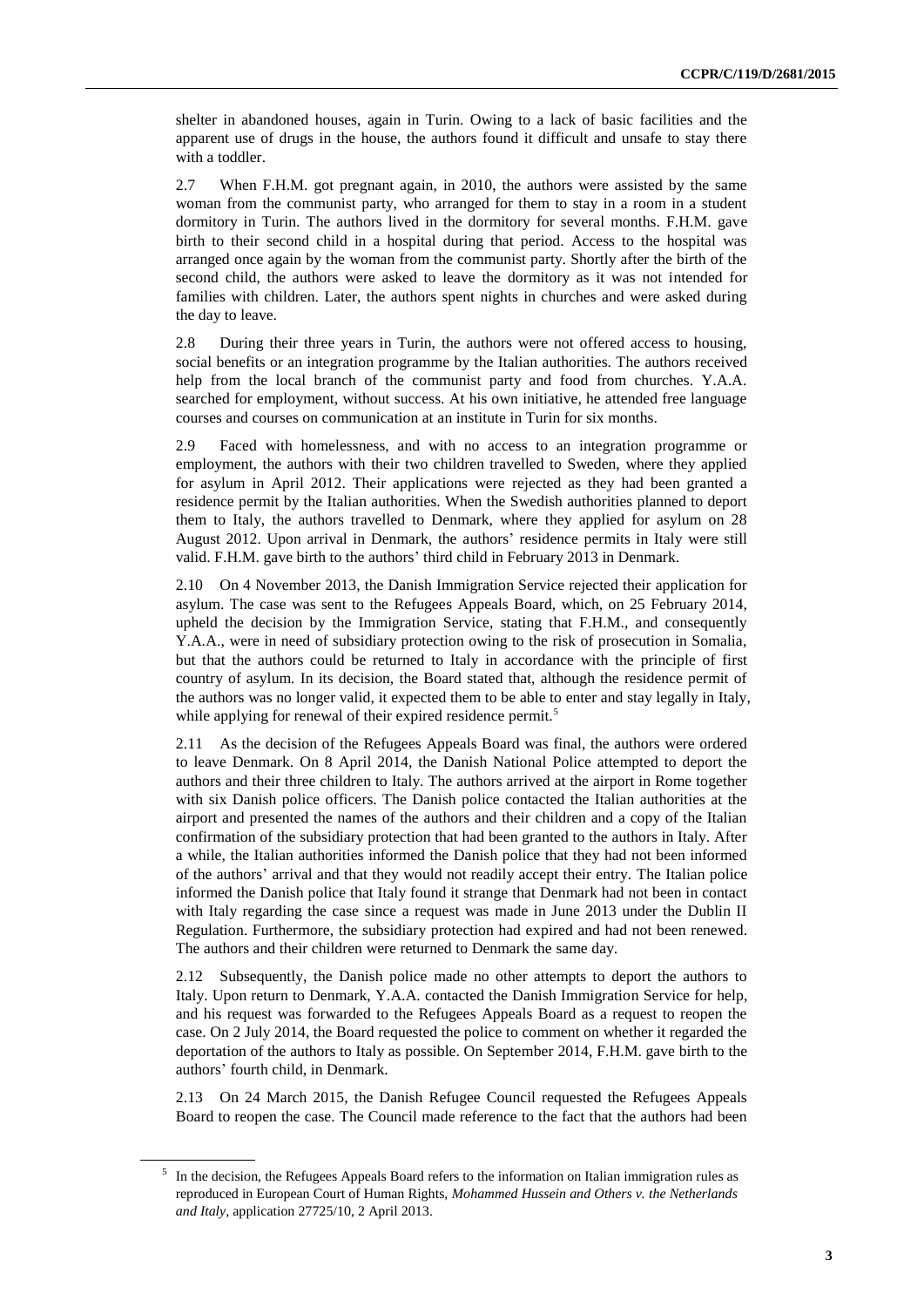shelter in abandoned houses, again in Turin. Owing to a lack of basic facilities and the apparent use of drugs in the house, the authors found it difficult and unsafe to stay there with a toddler.

2.7 When F.H.M. got pregnant again, in 2010, the authors were assisted by the same woman from the communist party, who arranged for them to stay in a room in a student dormitory in Turin. The authors lived in the dormitory for several months. F.H.M. gave birth to their second child in a hospital during that period. Access to the hospital was arranged once again by the woman from the communist party. Shortly after the birth of the second child, the authors were asked to leave the dormitory as it was not intended for families with children. Later, the authors spent nights in churches and were asked during the day to leave.

2.8 During their three years in Turin, the authors were not offered access to housing, social benefits or an integration programme by the Italian authorities. The authors received help from the local branch of the communist party and food from churches. Y.A.A. searched for employment, without success. At his own initiative, he attended free language courses and courses on communication at an institute in Turin for six months.

2.9 Faced with homelessness, and with no access to an integration programme or employment, the authors with their two children travelled to Sweden, where they applied for asylum in April 2012. Their applications were rejected as they had been granted a residence permit by the Italian authorities. When the Swedish authorities planned to deport them to Italy, the authors travelled to Denmark, where they applied for asylum on 28 August 2012. Upon arrival in Denmark, the authors' residence permits in Italy were still valid. F.H.M. gave birth to the authors' third child in February 2013 in Denmark.

2.10 On 4 November 2013, the Danish Immigration Service rejected their application for asylum. The case was sent to the Refugees Appeals Board, which, on 25 February 2014, upheld the decision by the Immigration Service, stating that F.H.M., and consequently Y.A.A., were in need of subsidiary protection owing to the risk of prosecution in Somalia, but that the authors could be returned to Italy in accordance with the principle of first country of asylum. In its decision, the Board stated that, although the residence permit of the authors was no longer valid, it expected them to be able to enter and stay legally in Italy, while applying for renewal of their expired residence permit.[5]

2.11 As the decision of the Refugees Appeals Board was final, the authors were ordered to leave Denmark. On 8 April 2014, the Danish National Police attempted to deport the authors and their three children to Italy. The authors arrived at the airport in Rome together with six Danish police officers. The Danish police contacted the Italian authorities at the airport and presented the names of the authors and their children and a copy of the Italian confirmation of the subsidiary protection that had been granted to the authors in Italy. After a while, the Italian authorities informed the Danish police that they had not been informed of the authors' arrival and that they would not readily accept their entry. The Italian police informed the Danish police that Italy found it strange that Denmark had not been in contact with Italy regarding the case since a request was made in June 2013 under the Dublin II Regulation. Furthermore, the subsidiary protection had expired and had not been renewed. The authors and their children were returned to Denmark the same day.

2.12 Subsequently, the Danish police made no other attempts to deport the authors to Italy. Upon return to Denmark, Y.A.A. contacted the Danish Immigration Service for help, and his request was forwarded to the Refugees Appeals Board as a request to reopen the case. On 2 July 2014, the Board requested the police to comment on whether it regarded the deportation of the authors to Italy as possible. On September 2014, F.H.M. gave birth to the authors' fourth child, in Denmark.

2.13 On 24 March 2015, the Danish Refugee Council requested the Refugees Appeals Board to reopen the case. The Council made reference to the fact that the authors had been

[5] In the decision, the Refugees Appeals Board refers to the information on Italian immigration rules as reproduced in European Court of Human Rights, *Mohammed Hussein and Others v. the Netherlands and Italy*, application 27725/10, 2 April 2013.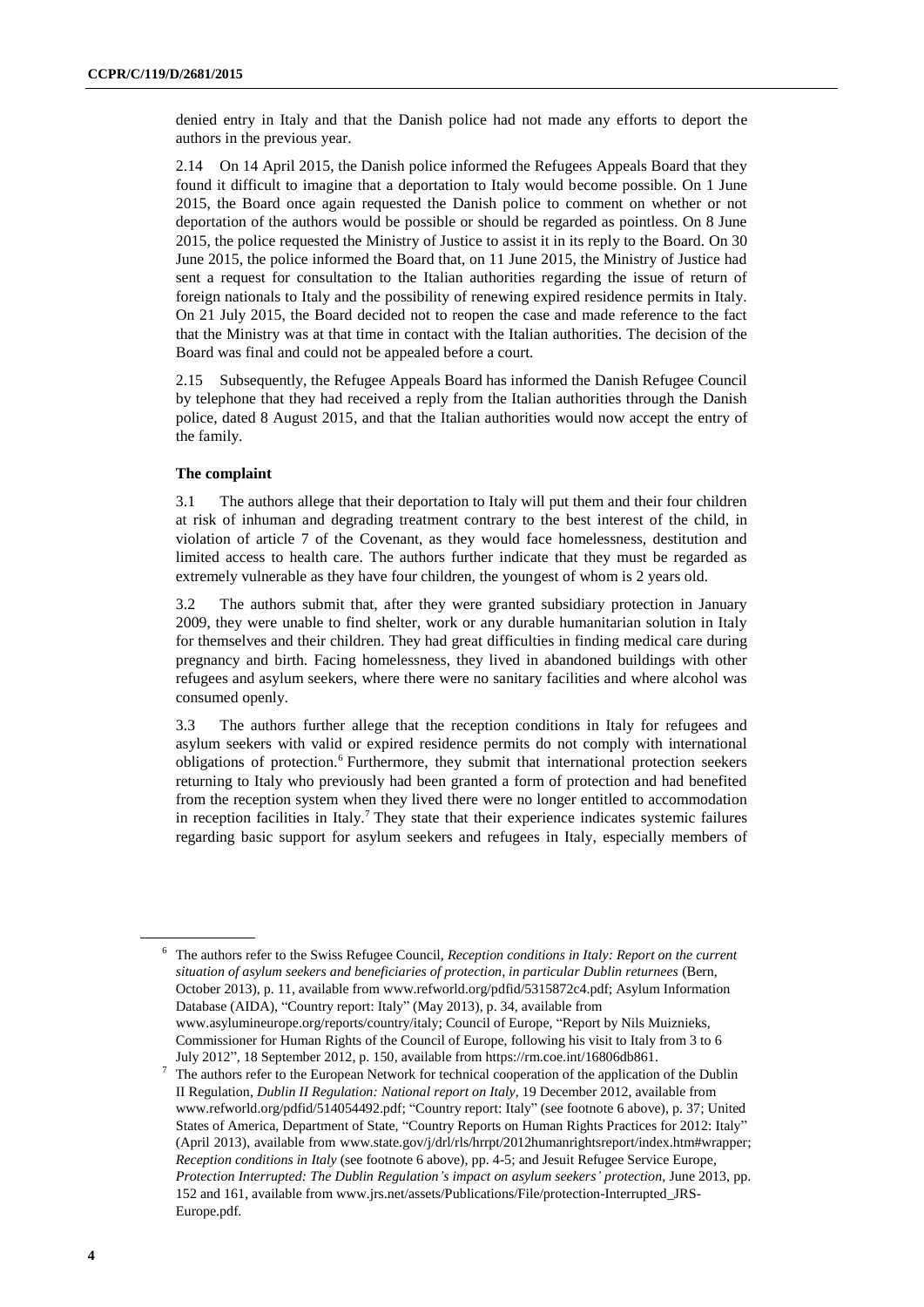denied entry in Italy and that the Danish police had not made any efforts to deport the authors in the previous year.

2.14 On 14 April 2015, the Danish police informed the Refugees Appeals Board that they found it difficult to imagine that a deportation to Italy would become possible. On 1 June 2015, the Board once again requested the Danish police to comment on whether or not deportation of the authors would be possible or should be regarded as pointless. On 8 June 2015, the police requested the Ministry of Justice to assist it in its reply to the Board. On 30 June 2015, the police informed the Board that, on 11 June 2015, the Ministry of Justice had sent a request for consultation to the Italian authorities regarding the issue of return of foreign nationals to Italy and the possibility of renewing expired residence permits in Italy. On 21 July 2015, the Board decided not to reopen the case and made reference to the fact that the Ministry was at that time in contact with the Italian authorities. The decision of the Board was final and could not be appealed before a court.

2.15 Subsequently, the Refugee Appeals Board has informed the Danish Refugee Council by telephone that they had received a reply from the Italian authorities through the Danish police, dated 8 August 2015, and that the Italian authorities would now accept the entry of the family.

**The complaint**

3.1 The authors allege that their deportation to Italy will put them and their four children at risk of inhuman and degrading treatment contrary to the best interest of the child, in violation of article 7 of the Covenant, as they would face homelessness, destitution and limited access to health care. The authors further indicate that they must be regarded as extremely vulnerable as they have four children, the youngest of whom is 2 years old.

3.2 The authors submit that, after they were granted subsidiary protection in January 2009, they were unable to find shelter, work or any durable humanitarian solution in Italy for themselves and their children. They had great difficulties in finding medical care during pregnancy and birth. Facing homelessness, they lived in abandoned buildings with other refugees and asylum seekers, where there were no sanitary facilities and where alcohol was consumed openly.

3.3 The authors further allege that the reception conditions in Italy for refugees and asylum seekers with valid or expired residence permits do not comply with international obligations of protection.[6] Furthermore, they submit that international protection seekers returning to Italy who previously had been granted a form of protection and had benefited from the reception system when they lived there were no longer entitled to accommodation in reception facilities in Italy.[7] They state that their experience indicates systemic failures regarding basic support for asylum seekers and refugees in Italy, especially members of

---

[6] The authors refer to the Swiss Refugee Council, *Reception conditions in Italy: Report on the current situation of asylum seekers and beneficiaries of protection, in particular Dublin returnees* (Bern, October 2013), p. 11, available from www.refworld.org/pdfid/5315872c4.pdf; Asylum Information Database (AIDA), "Country report: Italy" (May 2013), p. 34, available from www.asylumineurope.org/reports/country/italy; Council of Europe, "Report by Nils Muiznieks, Commissioner for Human Rights of the Council of Europe, following his visit to Italy from 3 to 6 July 2012", 18 September 2012, p. 150, available from https://rm.coe.int/16806db861.

[7] The authors refer to the European Network for technical cooperation of the application of the Dublin II Regulation, *Dublin II Regulation: National report on Italy*, 19 December 2012, available from www.refworld.org/pdfid/514054492.pdf; "Country report: Italy" (see footnote 6 above), p. 37; United States of America, Department of State, "Country Reports on Human Rights Practices for 2012: Italy" (April 2013), available from www.state.gov/j/drl/rls/hrrpt/2012humanrightsreport/index.htm#wrapper; *Reception conditions in Italy* (see footnote 6 above), pp. 4-5; and Jesuit Refugee Service Europe, *Protection Interrupted: The Dublin Regulation's impact on asylum seekers' protection*, June 2013, pp. 152 and 161, available from www.jrs.net/assets/Publications/File/protection-Interrupted_JRS-Europe.pdf.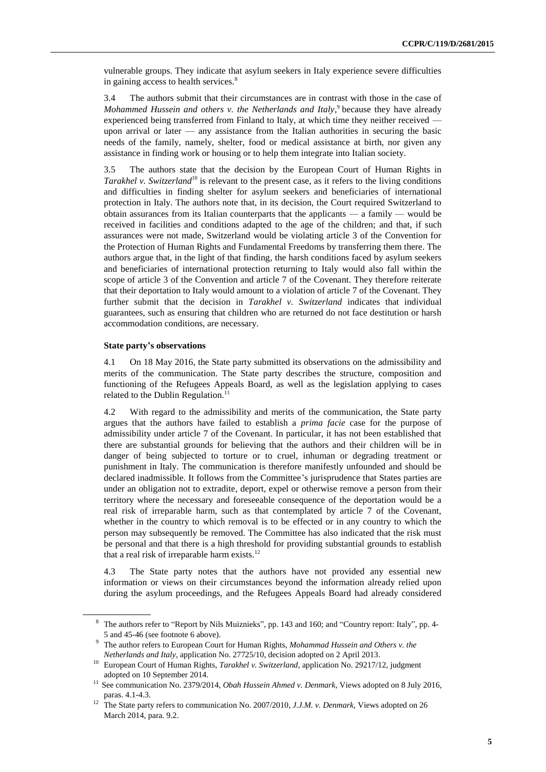vulnerable groups. They indicate that asylum seekers in Italy experience severe difficulties in gaining access to health services.[8]

3.4 The authors submit that their circumstances are in contrast with those in the case of *Mohammed Hussein and others v. the Netherlands and Italy*,[9] because they have already experienced being transferred from Finland to Italy, at which time they neither received — upon arrival or later — any assistance from the Italian authorities in securing the basic needs of the family, namely, shelter, food or medical assistance at birth, nor given any assistance in finding work or housing or to help them integrate into Italian society.

3.5 The authors state that the decision by the European Court of Human Rights in *Tarakhel v. Switzerland*[10] is relevant to the present case, as it refers to the living conditions and difficulties in finding shelter for asylum seekers and beneficiaries of international protection in Italy. The authors note that, in its decision, the Court required Switzerland to obtain assurances from its Italian counterparts that the applicants — a family — would be received in facilities and conditions adapted to the age of the children; and that, if such assurances were not made, Switzerland would be violating article 3 of the Convention for the Protection of Human Rights and Fundamental Freedoms by transferring them there. The authors argue that, in the light of that finding, the harsh conditions faced by asylum seekers and beneficiaries of international protection returning to Italy would also fall within the scope of article 3 of the Convention and article 7 of the Covenant. They therefore reiterate that their deportation to Italy would amount to a violation of article 7 of the Covenant. They further submit that the decision in *Tarakhel v. Switzerland* indicates that individual guarantees, such as ensuring that children who are returned do not face destitution or harsh accommodation conditions, are necessary.

### State party's observations

4.1 On 18 May 2016, the State party submitted its observations on the admissibility and merits of the communication. The State party describes the structure, composition and functioning of the Refugees Appeals Board, as well as the legislation applying to cases related to the Dublin Regulation.[11]

4.2 With regard to the admissibility and merits of the communication, the State party argues that the authors have failed to establish a *prima facie* case for the purpose of admissibility under article 7 of the Covenant. In particular, it has not been established that there are substantial grounds for believing that the authors and their children will be in danger of being subjected to torture or to cruel, inhuman or degrading treatment or punishment in Italy. The communication is therefore manifestly unfounded and should be declared inadmissible. It follows from the Committee's jurisprudence that States parties are under an obligation not to extradite, deport, expel or otherwise remove a person from their territory where the necessary and foreseeable consequence of the deportation would be a real risk of irreparable harm, such as that contemplated by article 7 of the Covenant, whether in the country to which removal is to be effected or in any country to which the person may subsequently be removed. The Committee has also indicated that the risk must be personal and that there is a high threshold for providing substantial grounds to establish that a real risk of irreparable harm exists.[12]

4.3 The State party notes that the authors have not provided any essential new information or views on their circumstances beyond the information already relied upon during the asylum proceedings, and the Refugees Appeals Board had already considered

---

[8] The authors refer to "Report by Nils Muiznieks", pp. 143 and 160; and "Country report: Italy", pp. 4-5 and 45-46 (see footnote 6 above).

[9] The author refers to European Court for Human Rights, *Mohammad Hussein and Others v. the Netherlands and Italy*, application No. 27725/10, decision adopted on 2 April 2013.

[10] European Court of Human Rights, *Tarakhel v. Switzerland*, application No. 29217/12, judgment adopted on 10 September 2014.

[11] See communication No. 2379/2014, *Obah Hussein Ahmed v. Denmark*, Views adopted on 8 July 2016, paras. 4.1-4.3.

[12] The State party refers to communication No. 2007/2010, *J.J.M. v. Denmark*, Views adopted on 26 March 2014, para. 9.2.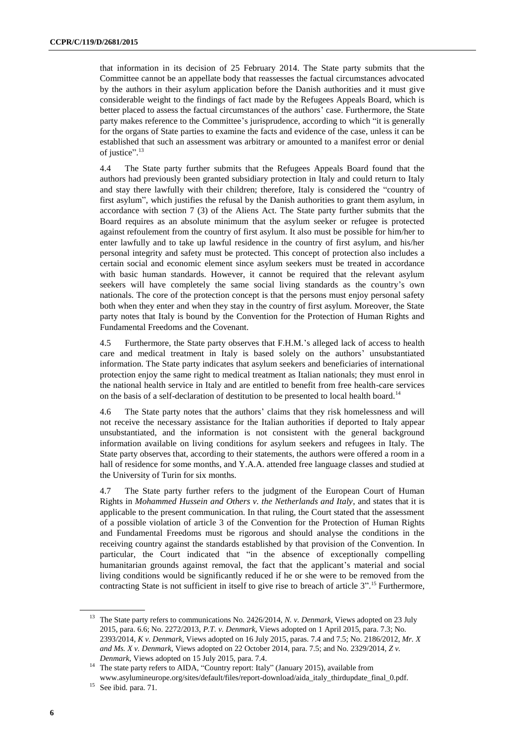that information in its decision of 25 February 2014. The State party submits that the Committee cannot be an appellate body that reassesses the factual circumstances advocated by the authors in their asylum application before the Danish authorities and it must give considerable weight to the findings of fact made by the Refugees Appeals Board, which is better placed to assess the factual circumstances of the authors' case. Furthermore, the State party makes reference to the Committee's jurisprudence, according to which "it is generally for the organs of State parties to examine the facts and evidence of the case, unless it can be established that such an assessment was arbitrary or amounted to a manifest error or denial of justice".[13]

4.4 The State party further submits that the Refugees Appeals Board found that the authors had previously been granted subsidiary protection in Italy and could return to Italy and stay there lawfully with their children; therefore, Italy is considered the "country of first asylum", which justifies the refusal by the Danish authorities to grant them asylum, in accordance with section 7 (3) of the Aliens Act. The State party further submits that the Board requires as an absolute minimum that the asylum seeker or refugee is protected against refoulement from the country of first asylum. It also must be possible for him/her to enter lawfully and to take up lawful residence in the country of first asylum, and his/her personal integrity and safety must be protected. This concept of protection also includes a certain social and economic element since asylum seekers must be treated in accordance with basic human standards. However, it cannot be required that the relevant asylum seekers will have completely the same social living standards as the country's own nationals. The core of the protection concept is that the persons must enjoy personal safety both when they enter and when they stay in the country of first asylum. Moreover, the State party notes that Italy is bound by the Convention for the Protection of Human Rights and Fundamental Freedoms and the Covenant.

4.5 Furthermore, the State party observes that F.H.M.'s alleged lack of access to health care and medical treatment in Italy is based solely on the authors' unsubstantiated information. The State party indicates that asylum seekers and beneficiaries of international protection enjoy the same right to medical treatment as Italian nationals; they must enrol in the national health service in Italy and are entitled to benefit from free health-care services on the basis of a self-declaration of destitution to be presented to local health board.[14]

4.6 The State party notes that the authors' claims that they risk homelessness and will not receive the necessary assistance for the Italian authorities if deported to Italy appear unsubstantiated, and the information is not consistent with the general background information available on living conditions for asylum seekers and refugees in Italy. The State party observes that, according to their statements, the authors were offered a room in a hall of residence for some months, and Y.A.A. attended free language classes and studied at the University of Turin for six months.

4.7 The State party further refers to the judgment of the European Court of Human Rights in *Mohammed Hussein and Others v. the Netherlands and Italy*, and states that it is applicable to the present communication. In that ruling, the Court stated that the assessment of a possible violation of article 3 of the Convention for the Protection of Human Rights and Fundamental Freedoms must be rigorous and should analyse the conditions in the receiving country against the standards established by that provision of the Convention. In particular, the Court indicated that "in the absence of exceptionally compelling humanitarian grounds against removal, the fact that the applicant's material and social living conditions would be significantly reduced if he or she were to be removed from the contracting State is not sufficient in itself to give rise to breach of article 3".[15] Furthermore,

---

[13] The State party refers to communications No. 2426/2014, *N. v. Denmark*, Views adopted on 23 July 2015, para. 6.6; No. 2272/2013, *P.T. v. Denmark*, Views adopted on 1 April 2015, para. 7.3; No. 2393/2014, *K v. Denmark*, Views adopted on 16 July 2015, paras. 7.4 and 7.5; No. 2186/2012, *Mr. X and Ms. X v. Denmark*, Views adopted on 22 October 2014, para. 7.5; and No. 2329/2014, *Z v. Denmark*, Views adopted on 15 July 2015, para. 7.4.

[14] The state party refers to AIDA, "Country report: Italy" (January 2015), available from www.asylumineurope.org/sites/default/files/report-download/aida_italy_thirdupdate_final_0.pdf.

[15] See ibid. para. 71.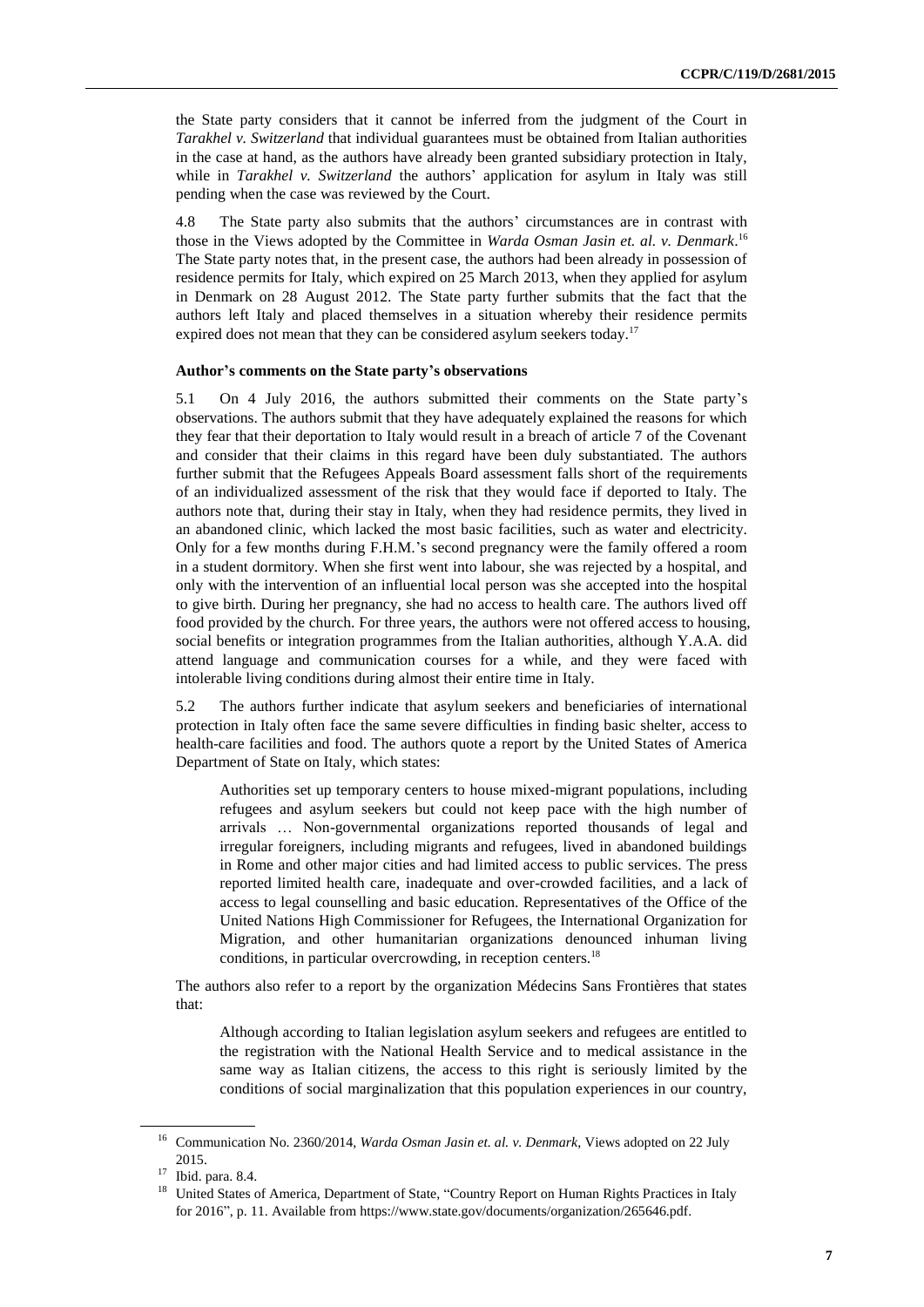the State party considers that it cannot be inferred from the judgment of the Court in *Tarakhel v. Switzerland* that individual guarantees must be obtained from Italian authorities in the case at hand, as the authors have already been granted subsidiary protection in Italy, while in *Tarakhel v. Switzerland* the authors' application for asylum in Italy was still pending when the case was reviewed by the Court.

4.8 The State party also submits that the authors' circumstances are in contrast with those in the Views adopted by the Committee in *Warda Osman Jasin et. al. v. Denmark*.[16] The State party notes that, in the present case, the authors had been already in possession of residence permits for Italy, which expired on 25 March 2013, when they applied for asylum in Denmark on 28 August 2012. The State party further submits that the fact that the authors left Italy and placed themselves in a situation whereby their residence permits expired does not mean that they can be considered asylum seekers today.[17]

**Author's comments on the State party's observations**

5.1 On 4 July 2016, the authors submitted their comments on the State party's observations. The authors submit that they have adequately explained the reasons for which they fear that their deportation to Italy would result in a breach of article 7 of the Covenant and consider that their claims in this regard have been duly substantiated. The authors further submit that the Refugees Appeals Board assessment falls short of the requirements of an individualized assessment of the risk that they would face if deported to Italy. The authors note that, during their stay in Italy, when they had residence permits, they lived in an abandoned clinic, which lacked the most basic facilities, such as water and electricity. Only for a few months during F.H.M.'s second pregnancy were the family offered a room in a student dormitory. When she first went into labour, she was rejected by a hospital, and only with the intervention of an influential local person was she accepted into the hospital to give birth. During her pregnancy, she had no access to health care. The authors lived off food provided by the church. For three years, the authors were not offered access to housing, social benefits or integration programmes from the Italian authorities, although Y.A.A. did attend language and communication courses for a while, and they were faced with intolerable living conditions during almost their entire time in Italy.

5.2 The authors further indicate that asylum seekers and beneficiaries of international protection in Italy often face the same severe difficulties in finding basic shelter, access to health-care facilities and food. The authors quote a report by the United States of America Department of State on Italy, which states:

> Authorities set up temporary centers to house mixed-migrant populations, including refugees and asylum seekers but could not keep pace with the high number of arrivals … Non-governmental organizations reported thousands of legal and irregular foreigners, including migrants and refugees, lived in abandoned buildings in Rome and other major cities and had limited access to public services. The press reported limited health care, inadequate and over-crowded facilities, and a lack of access to legal counselling and basic education. Representatives of the Office of the United Nations High Commissioner for Refugees, the International Organization for Migration, and other humanitarian organizations denounced inhuman living conditions, in particular overcrowding, in reception centers.[18]

The authors also refer to a report by the organization Médecins Sans Frontières that states that:

> Although according to Italian legislation asylum seekers and refugees are entitled to the registration with the National Health Service and to medical assistance in the same way as Italian citizens, the access to this right is seriously limited by the conditions of social marginalization that this population experiences in our country,

---

[16] Communication No. 2360/2014, *Warda Osman Jasin et. al. v. Denmark*, Views adopted on 22 July 2015.

[17] Ibid. para. 8.4.

[18] United States of America, Department of State, "Country Report on Human Rights Practices in Italy for 2016", p. 11. Available from https://www.state.gov/documents/organization/265646.pdf.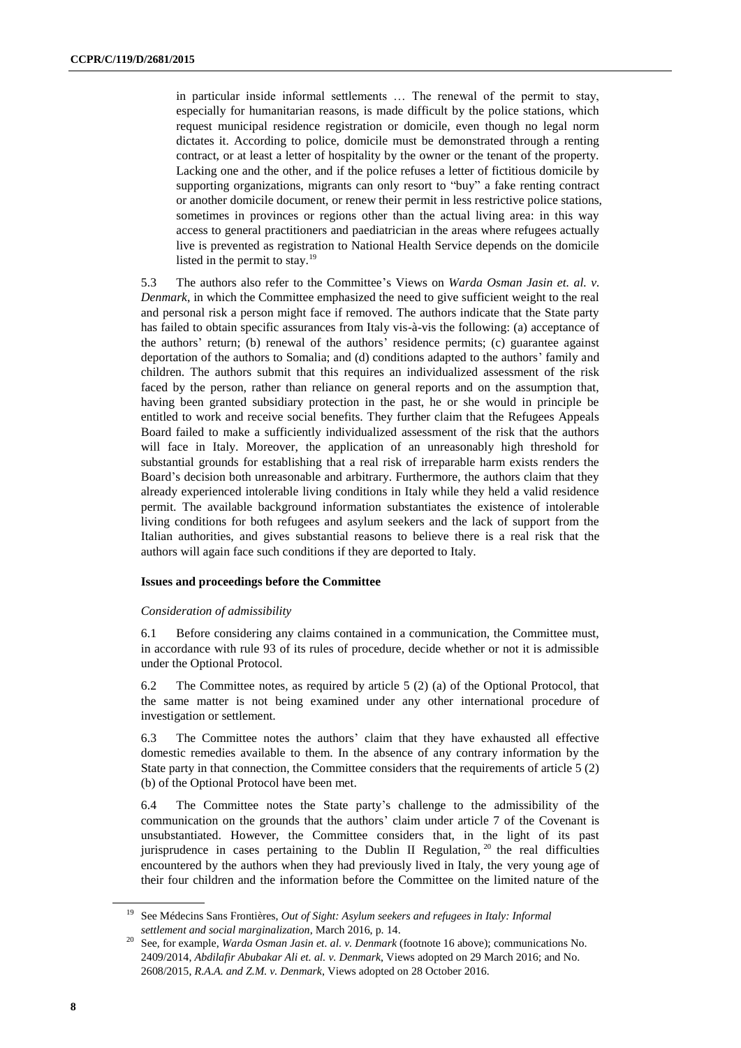in particular inside informal settlements … The renewal of the permit to stay, especially for humanitarian reasons, is made difficult by the police stations, which request municipal residence registration or domicile, even though no legal norm dictates it. According to police, domicile must be demonstrated through a renting contract, or at least a letter of hospitality by the owner or the tenant of the property. Lacking one and the other, and if the police refuses a letter of fictitious domicile by supporting organizations, migrants can only resort to "buy" a fake renting contract or another domicile document, or renew their permit in less restrictive police stations, sometimes in provinces or regions other than the actual living area: in this way access to general practitioners and paediatrician in the areas where refugees actually live is prevented as registration to National Health Service depends on the domicile listed in the permit to stay.[19]

5.3 The authors also refer to the Committee's Views on *Warda Osman Jasin et. al. v. Denmark*, in which the Committee emphasized the need to give sufficient weight to the real and personal risk a person might face if removed. The authors indicate that the State party has failed to obtain specific assurances from Italy vis-à-vis the following: (a) acceptance of the authors' return; (b) renewal of the authors' residence permits; (c) guarantee against deportation of the authors to Somalia; and (d) conditions adapted to the authors' family and children. The authors submit that this requires an individualized assessment of the risk faced by the person, rather than reliance on general reports and on the assumption that, having been granted subsidiary protection in the past, he or she would in principle be entitled to work and receive social benefits. They further claim that the Refugees Appeals Board failed to make a sufficiently individualized assessment of the risk that the authors will face in Italy. Moreover, the application of an unreasonably high threshold for substantial grounds for establishing that a real risk of irreparable harm exists renders the Board's decision both unreasonable and arbitrary. Furthermore, the authors claim that they already experienced intolerable living conditions in Italy while they held a valid residence permit. The available background information substantiates the existence of intolerable living conditions for both refugees and asylum seekers and the lack of support from the Italian authorities, and gives substantial reasons to believe there is a real risk that the authors will again face such conditions if they are deported to Italy.

### Issues and proceedings before the Committee

*Consideration of admissibility*

6.1 Before considering any claims contained in a communication, the Committee must, in accordance with rule 93 of its rules of procedure, decide whether or not it is admissible under the Optional Protocol.

6.2 The Committee notes, as required by article 5 (2) (a) of the Optional Protocol, that the same matter is not being examined under any other international procedure of investigation or settlement.

6.3 The Committee notes the authors' claim that they have exhausted all effective domestic remedies available to them. In the absence of any contrary information by the State party in that connection, the Committee considers that the requirements of article 5 (2) (b) of the Optional Protocol have been met.

6.4 The Committee notes the State party's challenge to the admissibility of the communication on the grounds that the authors' claim under article 7 of the Covenant is unsubstantiated. However, the Committee considers that, in the light of its past jurisprudence in cases pertaining to the Dublin II Regulation,[20] the real difficulties encountered by the authors when they had previously lived in Italy, the very young age of their four children and the information before the Committee on the limited nature of the

---

[19] See Médecins Sans Frontières, *Out of Sight: Asylum seekers and refugees in Italy: Informal settlement and social marginalization*, March 2016, p. 14.

[20] See, for example, *Warda Osman Jasin et. al. v. Denmark* (footnote 16 above); communications No. 2409/2014, *Abdilafir Abubakar Ali et. al. v. Denmark*, Views adopted on 29 March 2016; and No. 2608/2015, *R.A.A. and Z.M. v. Denmark*, Views adopted on 28 October 2016.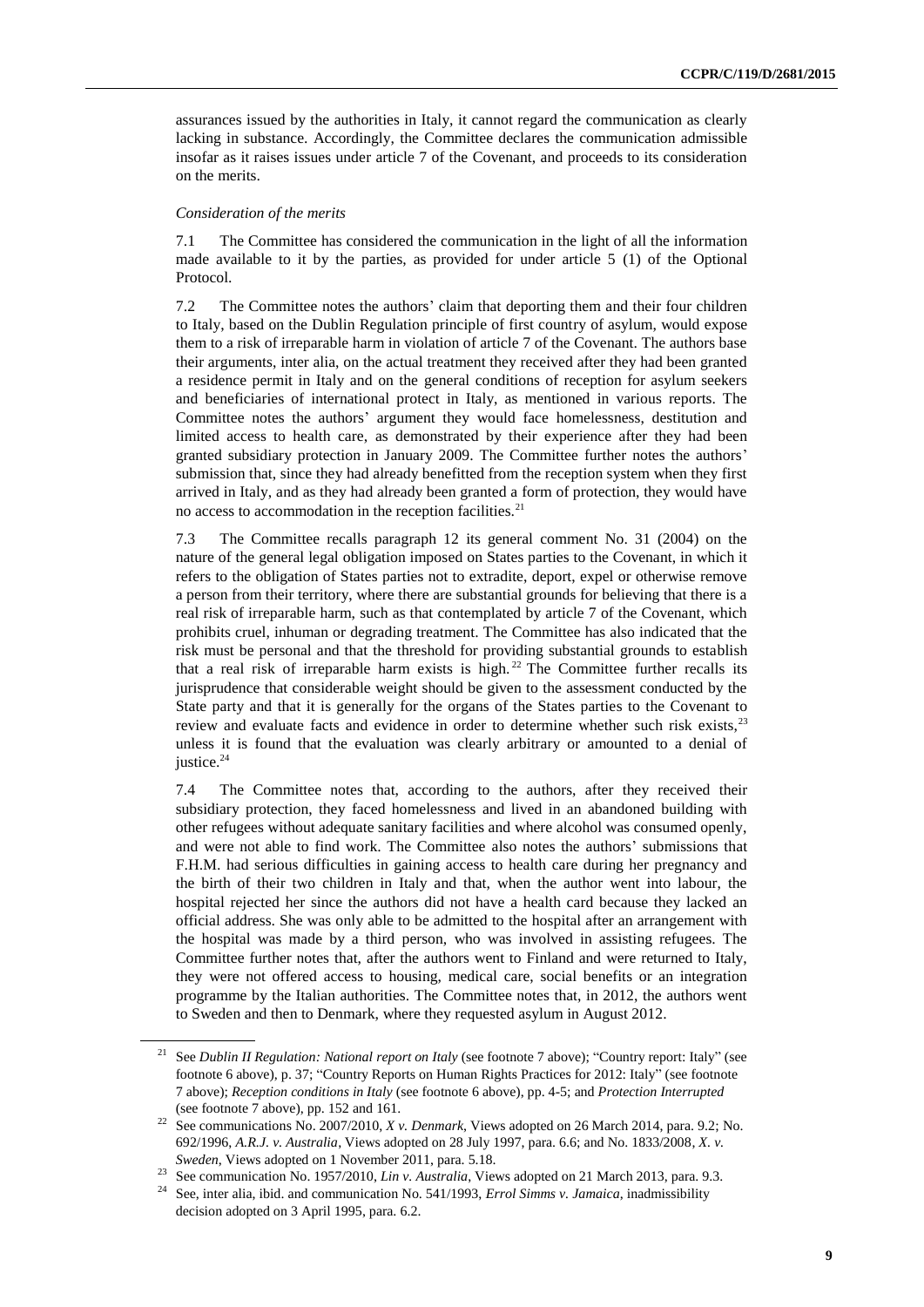assurances issued by the authorities in Italy, it cannot regard the communication as clearly lacking in substance. Accordingly, the Committee declares the communication admissible insofar as it raises issues under article 7 of the Covenant, and proceeds to its consideration on the merits.

*Consideration of the merits*

7.1 The Committee has considered the communication in the light of all the information made available to it by the parties, as provided for under article 5 (1) of the Optional Protocol.

7.2 The Committee notes the authors' claim that deporting them and their four children to Italy, based on the Dublin Regulation principle of first country of asylum, would expose them to a risk of irreparable harm in violation of article 7 of the Covenant. The authors base their arguments, inter alia, on the actual treatment they received after they had been granted a residence permit in Italy and on the general conditions of reception for asylum seekers and beneficiaries of international protect in Italy, as mentioned in various reports. The Committee notes the authors' argument they would face homelessness, destitution and limited access to health care, as demonstrated by their experience after they had been granted subsidiary protection in January 2009. The Committee further notes the authors' submission that, since they had already benefitted from the reception system when they first arrived in Italy, and as they had already been granted a form of protection, they would have no access to accommodation in the reception facilities.[21]

7.3 The Committee recalls paragraph 12 its general comment No. 31 (2004) on the nature of the general legal obligation imposed on States parties to the Covenant, in which it refers to the obligation of States parties not to extradite, deport, expel or otherwise remove a person from their territory, where there are substantial grounds for believing that there is a real risk of irreparable harm, such as that contemplated by article 7 of the Covenant, which prohibits cruel, inhuman or degrading treatment. The Committee has also indicated that the risk must be personal and that the threshold for providing substantial grounds to establish that a real risk of irreparable harm exists is high.[22] The Committee further recalls its jurisprudence that considerable weight should be given to the assessment conducted by the State party and that it is generally for the organs of the States parties to the Covenant to review and evaluate facts and evidence in order to determine whether such risk exists,[23] unless it is found that the evaluation was clearly arbitrary or amounted to a denial of justice.[24]

7.4 The Committee notes that, according to the authors, after they received their subsidiary protection, they faced homelessness and lived in an abandoned building with other refugees without adequate sanitary facilities and where alcohol was consumed openly, and were not able to find work. The Committee also notes the authors' submissions that F.H.M. had serious difficulties in gaining access to health care during her pregnancy and the birth of their two children in Italy and that, when the author went into labour, the hospital rejected her since the authors did not have a health card because they lacked an official address. She was only able to be admitted to the hospital after an arrangement with the hospital was made by a third person, who was involved in assisting refugees. The Committee further notes that, after the authors went to Finland and were returned to Italy, they were not offered access to housing, medical care, social benefits or an integration programme by the Italian authorities. The Committee notes that, in 2012, the authors went to Sweden and then to Denmark, where they requested asylum in August 2012.

[21] See *Dublin II Regulation: National report on Italy* (see footnote 7 above); "Country report: Italy" (see footnote 6 above), p. 37; "Country Reports on Human Rights Practices for 2012: Italy" (see footnote 7 above); *Reception conditions in Italy* (see footnote 6 above), pp. 4-5; and *Protection Interrupted* (see footnote 7 above), pp. 152 and 161.

[22] See communications No. 2007/2010, *X v. Denmark*, Views adopted on 26 March 2014, para. 9.2; No. 692/1996, *A.R.J. v. Australia*, Views adopted on 28 July 1997, para. 6.6; and No. 1833/2008, *X. v. Sweden*, Views adopted on 1 November 2011, para. 5.18.

[23] See communication No. 1957/2010, *Lin v. Australia*, Views adopted on 21 March 2013, para. 9.3.

[24] See, inter alia, ibid. and communication No. 541/1993, *Errol Simms v. Jamaica*, inadmissibility decision adopted on 3 April 1995, para. 6.2.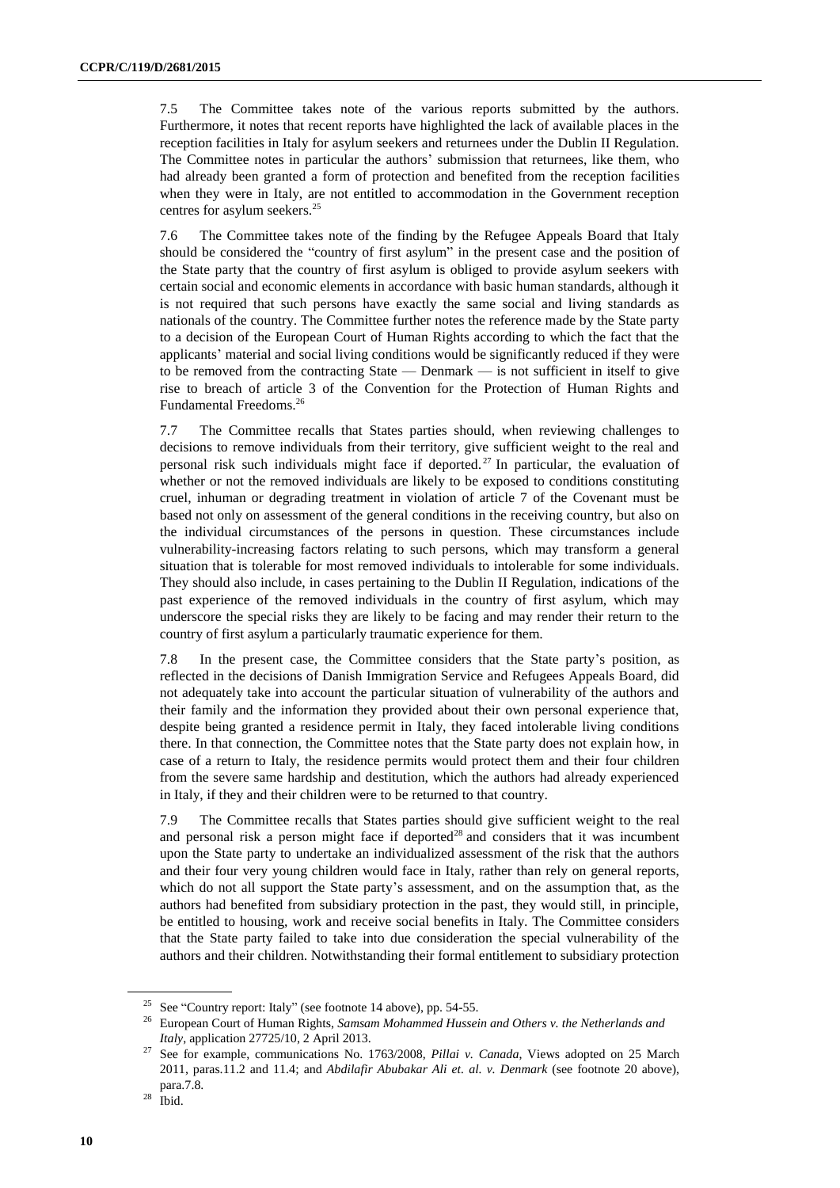7.5 The Committee takes note of the various reports submitted by the authors. Furthermore, it notes that recent reports have highlighted the lack of available places in the reception facilities in Italy for asylum seekers and returnees under the Dublin II Regulation. The Committee notes in particular the authors' submission that returnees, like them, who had already been granted a form of protection and benefited from the reception facilities when they were in Italy, are not entitled to accommodation in the Government reception centres for asylum seekers.[25]

7.6 The Committee takes note of the finding by the Refugee Appeals Board that Italy should be considered the "country of first asylum" in the present case and the position of the State party that the country of first asylum is obliged to provide asylum seekers with certain social and economic elements in accordance with basic human standards, although it is not required that such persons have exactly the same social and living standards as nationals of the country. The Committee further notes the reference made by the State party to a decision of the European Court of Human Rights according to which the fact that the applicants' material and social living conditions would be significantly reduced if they were to be removed from the contracting State — Denmark — is not sufficient in itself to give rise to breach of article 3 of the Convention for the Protection of Human Rights and Fundamental Freedoms.[26]

7.7 The Committee recalls that States parties should, when reviewing challenges to decisions to remove individuals from their territory, give sufficient weight to the real and personal risk such individuals might face if deported.[27] In particular, the evaluation of whether or not the removed individuals are likely to be exposed to conditions constituting cruel, inhuman or degrading treatment in violation of article 7 of the Covenant must be based not only on assessment of the general conditions in the receiving country, but also on the individual circumstances of the persons in question. These circumstances include vulnerability-increasing factors relating to such persons, which may transform a general situation that is tolerable for most removed individuals to intolerable for some individuals. They should also include, in cases pertaining to the Dublin II Regulation, indications of the past experience of the removed individuals in the country of first asylum, which may underscore the special risks they are likely to be facing and may render their return to the country of first asylum a particularly traumatic experience for them.

7.8 In the present case, the Committee considers that the State party's position, as reflected in the decisions of Danish Immigration Service and Refugees Appeals Board, did not adequately take into account the particular situation of vulnerability of the authors and their family and the information they provided about their own personal experience that, despite being granted a residence permit in Italy, they faced intolerable living conditions there. In that connection, the Committee notes that the State party does not explain how, in case of a return to Italy, the residence permits would protect them and their four children from the severe same hardship and destitution, which the authors had already experienced in Italy, if they and their children were to be returned to that country.

7.9 The Committee recalls that States parties should give sufficient weight to the real and personal risk a person might face if deported[28] and considers that it was incumbent upon the State party to undertake an individualized assessment of the risk that the authors and their four very young children would face in Italy, rather than rely on general reports, which do not all support the State party's assessment, and on the assumption that, as the authors had benefited from subsidiary protection in the past, they would still, in principle, be entitled to housing, work and receive social benefits in Italy. The Committee considers that the State party failed to take into due consideration the special vulnerability of the authors and their children. Notwithstanding their formal entitlement to subsidiary protection

---

[25] See "Country report: Italy" (see footnote 14 above), pp. 54-55.

[26] European Court of Human Rights, *Samsam Mohammed Hussein and Others v. the Netherlands and Italy*, application 27725/10, 2 April 2013.

[27] See for example, communications No. 1763/2008, *Pillai v. Canada*, Views adopted on 25 March 2011, paras.11.2 and 11.4; and *Abdilafir Abubakar Ali et. al. v. Denmark* (see footnote 20 above), para.7.8.

[28] Ibid.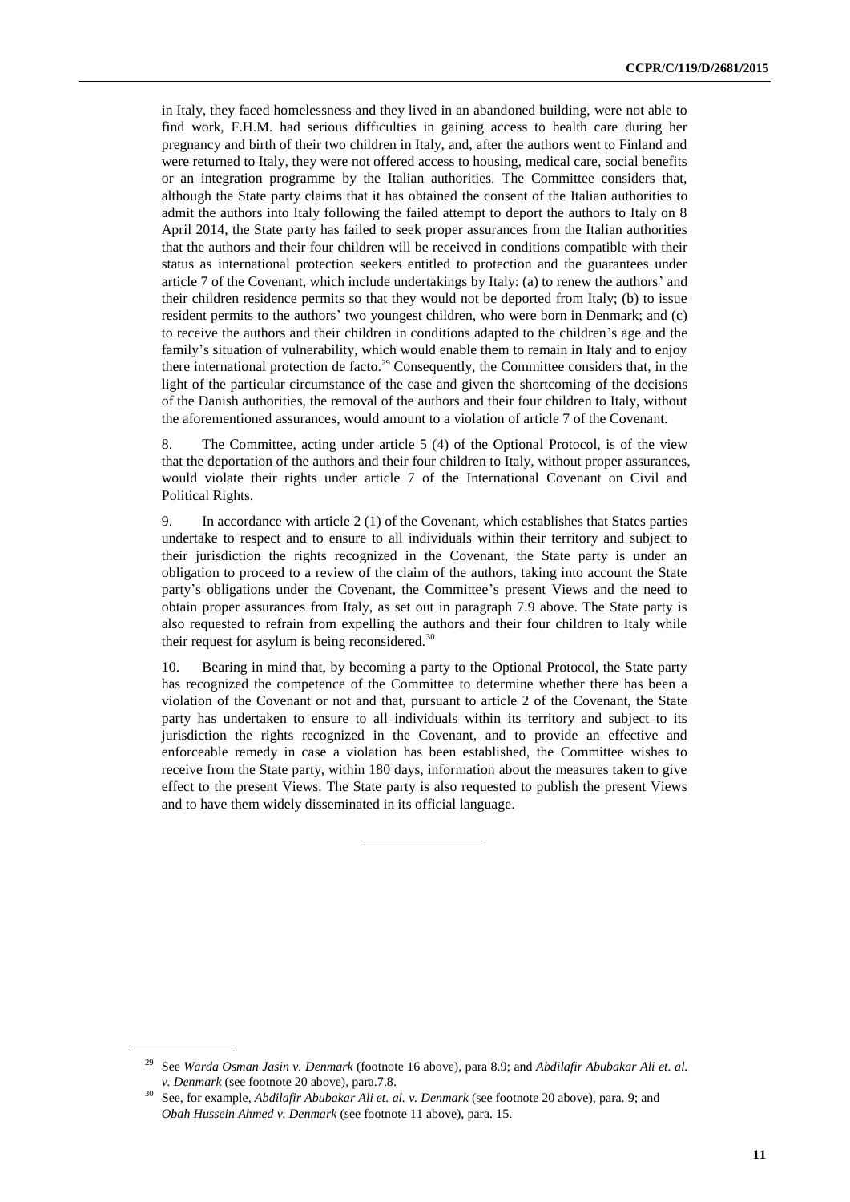in Italy, they faced homelessness and they lived in an abandoned building, were not able to find work, F.H.M. had serious difficulties in gaining access to health care during her pregnancy and birth of their two children in Italy, and, after the authors went to Finland and were returned to Italy, they were not offered access to housing, medical care, social benefits or an integration programme by the Italian authorities. The Committee considers that, although the State party claims that it has obtained the consent of the Italian authorities to admit the authors into Italy following the failed attempt to deport the authors to Italy on 8 April 2014, the State party has failed to seek proper assurances from the Italian authorities that the authors and their four children will be received in conditions compatible with their status as international protection seekers entitled to protection and the guarantees under article 7 of the Covenant, which include undertakings by Italy: (a) to renew the authors' and their children residence permits so that they would not be deported from Italy; (b) to issue resident permits to the authors' two youngest children, who were born in Denmark; and (c) to receive the authors and their children in conditions adapted to the children's age and the family's situation of vulnerability, which would enable them to remain in Italy and to enjoy there international protection de facto.[29] Consequently, the Committee considers that, in the light of the particular circumstance of the case and given the shortcoming of the decisions of the Danish authorities, the removal of the authors and their four children to Italy, without the aforementioned assurances, would amount to a violation of article 7 of the Covenant.

8. The Committee, acting under article 5 (4) of the Optional Protocol, is of the view that the deportation of the authors and their four children to Italy, without proper assurances, would violate their rights under article 7 of the International Covenant on Civil and Political Rights.

9. In accordance with article 2 (1) of the Covenant, which establishes that States parties undertake to respect and to ensure to all individuals within their territory and subject to their jurisdiction the rights recognized in the Covenant, the State party is under an obligation to proceed to a review of the claim of the authors, taking into account the State party's obligations under the Covenant, the Committee's present Views and the need to obtain proper assurances from Italy, as set out in paragraph 7.9 above. The State party is also requested to refrain from expelling the authors and their four children to Italy while their request for asylum is being reconsidered.[30]

10. Bearing in mind that, by becoming a party to the Optional Protocol, the State party has recognized the competence of the Committee to determine whether there has been a violation of the Covenant or not and that, pursuant to article 2 of the Covenant, the State party has undertaken to ensure to all individuals within its territory and subject to its jurisdiction the rights recognized in the Covenant, and to provide an effective and enforceable remedy in case a violation has been established, the Committee wishes to receive from the State party, within 180 days, information about the measures taken to give effect to the present Views. The State party is also requested to publish the present Views and to have them widely disseminated in its official language.

---

[29] See *Warda Osman Jasin v. Denmark* (footnote 16 above), para 8.9; and *Abdilafir Abubakar Ali et. al. v. Denmark* (see footnote 20 above), para.7.8.

[30] See, for example, *Abdilafir Abubakar Ali et. al. v. Denmark* (see footnote 20 above), para. 9; and *Obah Hussein Ahmed v. Denmark* (see footnote 11 above), para. 15.